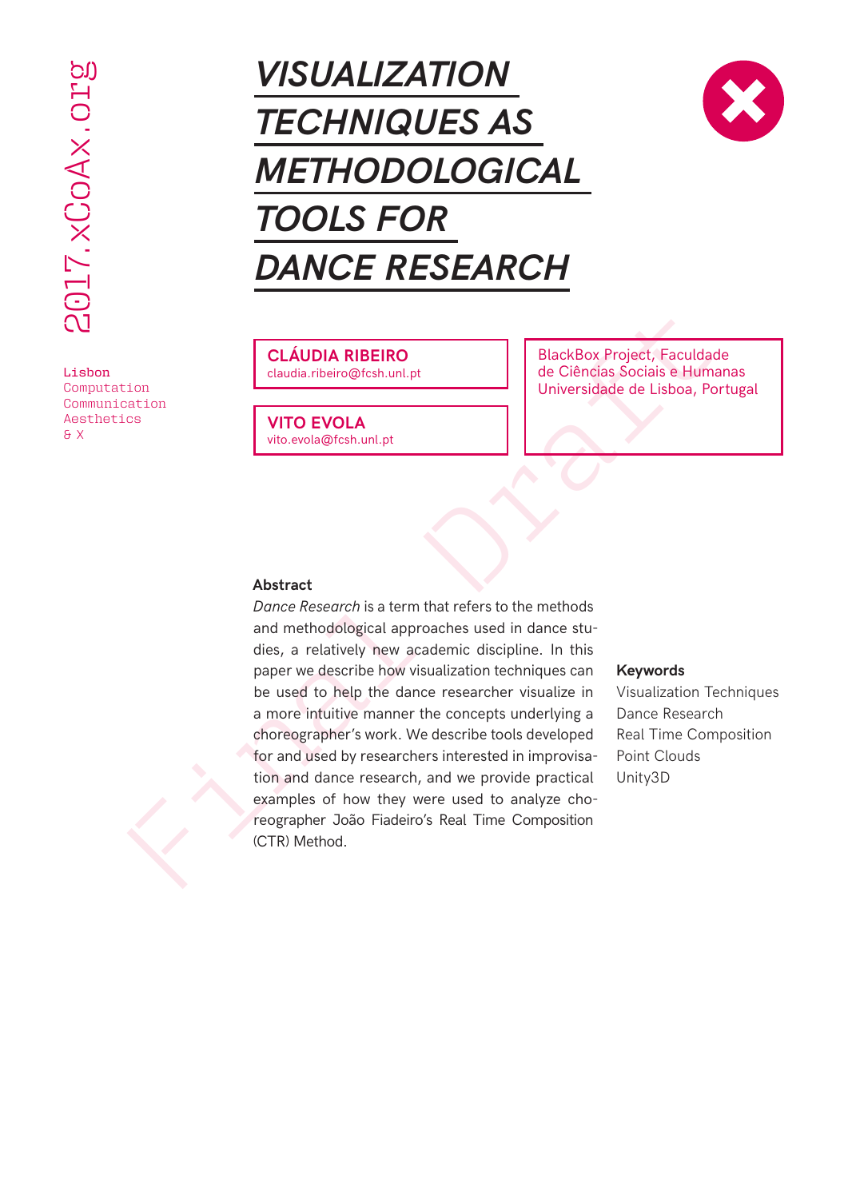# VISUALIZATION TECHNIQUES AS METHODOLOGICAL TOOLS FOR DANCE RESEARCH

**CLÁUDIA RIBEIRO**
claudia.ribeiro@fcsh.unl.pt

**VITO EVOLA**
vito.evola@fcsh.unl.pt

BlackBox Project, Faculdade de Ciências Sociais e Humanas Universidade de Lisboa, Portugal

### Abstract

*Dance Research* is a term that refers to the methods and methodological approaches used in dance studies, a relatively new academic discipline. In this paper we describe how visualization techniques can be used to help the dance researcher visualize in a more intuitive manner the concepts underlying a choreographer's work. We describe tools developed for and used by researchers interested in improvisation and dance research, and we provide practical examples of how they were used to analyze choreographer João Fiadeiro's Real Time Composition (CTR) Method.

### Keywords

Visualization Techniques
Dance Research
Real Time Composition
Point Clouds
Unity3D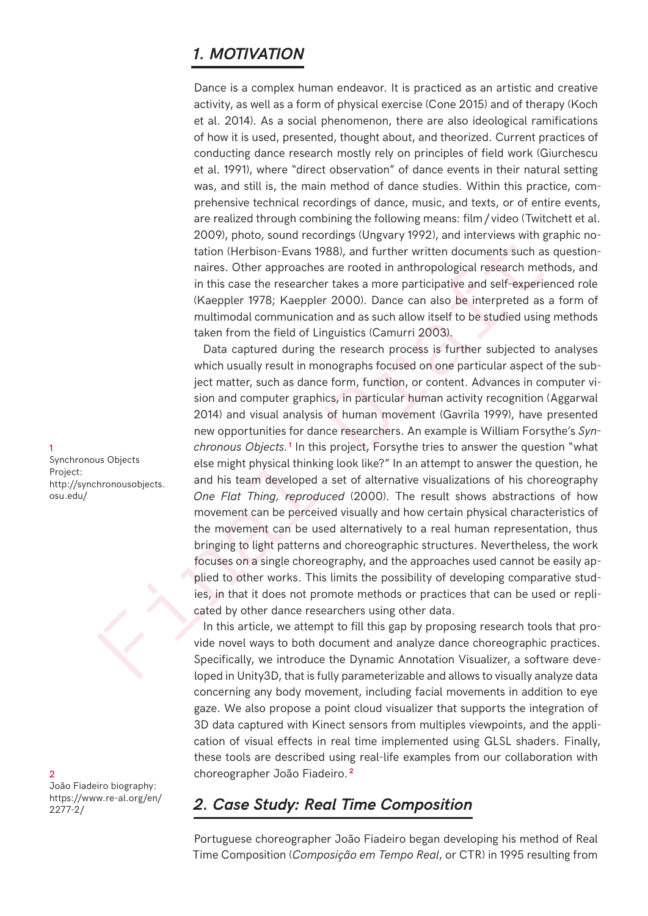## 1. MOTIVATION

Dance is a complex human endeavor. It is practiced as an artistic and creative activity, as well as a form of physical exercise (Cone 2015) and of therapy (Koch et al. 2014). As a social phenomenon, there are also ideological ramifications of how it is used, presented, thought about, and theorized. Current practices of conducting dance research mostly rely on principles of field work (Giurchescu et al. 1991), where "direct observation" of dance events in their natural setting was, and still is, the main method of dance studies. Within this practice, comprehensive technical recordings of dance, music, and texts, or of entire events, are realized through combining the following means: film / video (Twitchett et al. 2009), photo, sound recordings (Ungvary 1992), and interviews with graphic notation (Herbison-Evans 1988), and further written documents such as questionnaires. Other approaches are rooted in anthropological research methods, and in this case the researcher takes a more participative and self-experienced role (Kaeppler 1978; Kaeppler 2000). Dance can also be interpreted as a form of multimodal communication and as such allow itself to be studied using methods taken from the field of Linguistics (Camurri 2003).

Data captured during the research process is further subjected to analyses which usually result in monographs focused on one particular aspect of the subject matter, such as dance form, function, or content. Advances in computer vision and computer graphics, in particular human activity recognition (Aggarwal 2014) and visual analysis of human movement (Gavrila 1999), have presented new opportunities for dance researchers. An example is William Forsythe's *Synchronous Objects*.[1] In this project, Forsythe tries to answer the question "what else might physical thinking look like?" In an attempt to answer the question, he and his team developed a set of alternative visualizations of his choreography *One Flat Thing, reproduced* (2000). The result shows abstractions of how movement can be perceived visually and how certain physical characteristics of the movement can be used alternatively to a real human representation, thus bringing to light patterns and choreographic structures. Nevertheless, the work focuses on a single choreography, and the approaches used cannot be easily applied to other works. This limits the possibility of developing comparative studies, in that it does not promote methods or practices that can be used or replicated by other dance researchers using other data.

In this article, we attempt to fill this gap by proposing research tools that provide novel ways to both document and analyze dance choreographic practices. Specifically, we introduce the Dynamic Annotation Visualizer, a software developed in Unity3D, that is fully parameterizable and allows to visually analyze data concerning any body movement, including facial movements in addition to eye gaze. We also propose a point cloud visualizer that supports the integration of 3D data captured with Kinect sensors from multiples viewpoints, and the application of visual effects in real time implemented using GLSL shaders. Finally, these tools are described using real-life examples from our collaboration with choreographer João Fiadeiro.[2]

[1] Synchronous Objects Project: http://synchronousobjects.osu.edu/

[2] João Fiadeiro biography: https://www.re-al.org/en/2277-2/

## 2. Case Study: Real Time Composition

Portuguese choreographer João Fiadeiro began developing his method of Real Time Composition (*Composição em Tempo Real*, or CTR) in 1995 resulting from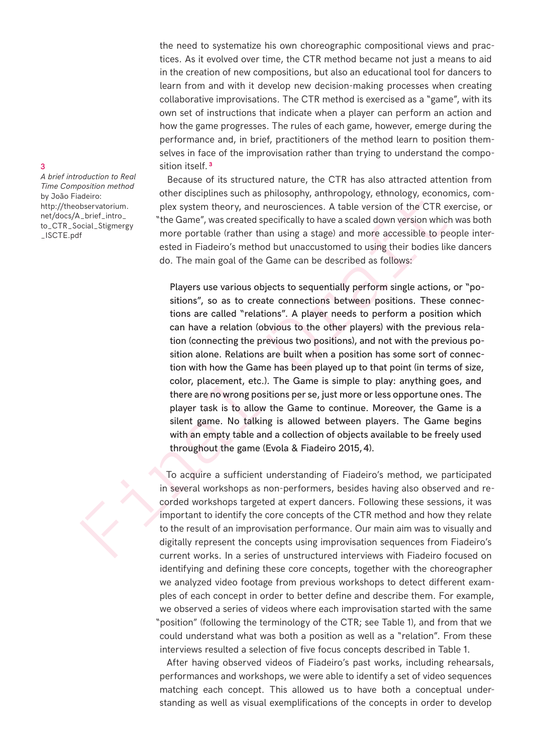the need to systematize his own choreographic compositional views and practices. As it evolved over time, the CTR method became not just a means to aid in the creation of new compositions, but also an educational tool for dancers to learn from and with it develop new decision-making processes when creating collaborative improvisations. The CTR method is exercised as a "game", with its own set of instructions that indicate when a player can perform an action and how the game progresses. The rules of each game, however, emerge during the performance and, in brief, practitioners of the method learn to position themselves in face of the improvisation rather than trying to understand the composition itself.[3]

Because of its structured nature, the CTR has also attracted attention from other disciplines such as philosophy, anthropology, ethnology, economics, complex system theory, and neurosciences. A table version of the CTR exercise, or "the Game", was created specifically to have a scaled down version which was both more portable (rather than using a stage) and more accessible to people interested in Fiadeiro's method but unaccustomed to using their bodies like dancers do. The main goal of the Game can be described as follows:

> Players use various objects to sequentially perform single actions, or "positions", so as to create connections between positions. These connections are called "relations". A player needs to perform a position which can have a relation (obvious to the other players) with the previous relation (connecting the previous two positions), and not with the previous position alone. Relations are built when a position has some sort of connection with how the Game has been played up to that point (in terms of size, color, placement, etc.). The Game is simple to play: anything goes, and there are no wrong positions per se, just more or less opportune ones. The player task is to allow the Game to continue. Moreover, the Game is a silent game. No talking is allowed between players. The Game begins with an empty table and a collection of objects available to be freely used throughout the game (Evola & Fiadeiro 2015, 4).

To acquire a sufficient understanding of Fiadeiro's method, we participated in several workshops as non-performers, besides having also observed and recorded workshops targeted at expert dancers. Following these sessions, it was important to identify the core concepts of the CTR method and how they relate to the result of an improvisation performance. Our main aim was to visually and digitally represent the concepts using improvisation sequences from Fiadeiro's current works. In a series of unstructured interviews with Fiadeiro focused on identifying and defining these core concepts, together with the choreographer we analyzed video footage from previous workshops to detect different examples of each concept in order to better define and describe them. For example, we observed a series of videos where each improvisation started with the same "position" (following the terminology of the CTR; see Table 1), and from that we could understand what was both a position as well as a "relation". From these interviews resulted a selection of five focus concepts described in Table 1.

After having observed videos of Fiadeiro's past works, including rehearsals, performances and workshops, we were able to identify a set of video sequences matching each concept. This allowed us to have both a conceptual understanding as well as visual exemplifications of the concepts in order to develop

[3] *A brief introduction to Real Time Composition method* by João Fiadeiro: http://theobservatorium.net/docs/A_brief_intro_to_CTR_Social_Stigmergy_ISCTE.pdf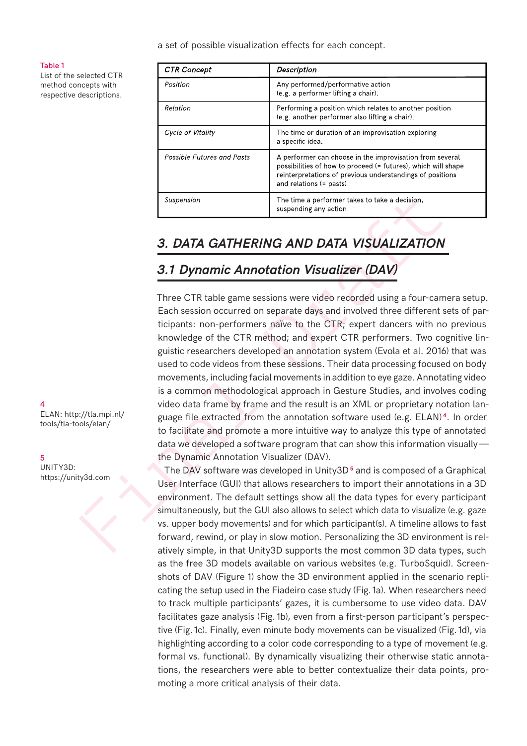a set of possible visualization effects for each concept.

Table 1
List of the selected CTR method concepts with respective descriptions.

| *CTR Concept* | *Description* |
|---|---|
| *Position* | Any performed/performative action (e.g. a performer lifting a chair). |
| *Relation* | Performing a position which relates to another position (e.g. another performer also lifting a chair). |
| *Cycle of Vitality* | The time or duration of an improvisation exploring a specific idea. |
| *Possible Futures and Pasts* | A performer can choose in the improvisation from several possibilities of how to proceed (= futures), which will shape reinterpretations of previous understandings of positions and relations (= pasts). |
| *Suspension* | The time a performer takes to take a decision, suspending any action. |

## 3. DATA GATHERING AND DATA VISUALIZATION

### 3.1 Dynamic Annotation Visualizer (DAV)

Three CTR table game sessions were video recorded using a four-camera setup. Each session occurred on separate days and involved three different sets of participants: non-performers naïve to the CTR; expert dancers with no previous knowledge of the CTR method; and expert CTR performers. Two cognitive linguistic researchers developed an annotation system (Evola et al. 2016) that was used to code videos from these sessions. Their data processing focused on body movements, including facial movements in addition to eye gaze. Annotating video is a common methodological approach in Gesture Studies, and involves coding video data frame by frame and the result is an XML or proprietary notation language file extracted from the annotation software used (e.g. ELAN)[4]. In order to facilitate and promote a more intuitive way to analyze this type of annotated data we developed a software program that can show this information visually — the Dynamic Annotation Visualizer (DAV).

The DAV software was developed in Unity3D[5] and is composed of a Graphical User Interface (GUI) that allows researchers to import their annotations in a 3D environment. The default settings show all the data types for every participant simultaneously, but the GUI also allows to select which data to visualize (e.g. gaze vs. upper body movements) and for which participant(s). A timeline allows to fast forward, rewind, or play in slow motion. Personalizing the 3D environment is relatively simple, in that Unity3D supports the most common 3D data types, such as the free 3D models available on various websites (e.g. TurboSquid). Screenshots of DAV (Figure 1) show the 3D environment applied in the scenario replicating the setup used in the Fiadeiro case study (Fig. 1a). When researchers need to track multiple participants' gazes, it is cumbersome to use video data. DAV facilitates gaze analysis (Fig. 1b), even from a first-person participant's perspective (Fig. 1c). Finally, even minute body movements can be visualized (Fig. 1d), via highlighting according to a color code corresponding to a type of movement (e.g. formal vs. functional). By dynamically visualizing their otherwise static annotations, the researchers were able to better contextualize their data points, promoting a more critical analysis of their data.

4
ELAN: http://tla.mpi.nl/tools/tla-tools/elan/

5
UNITY3D: https://unity3d.com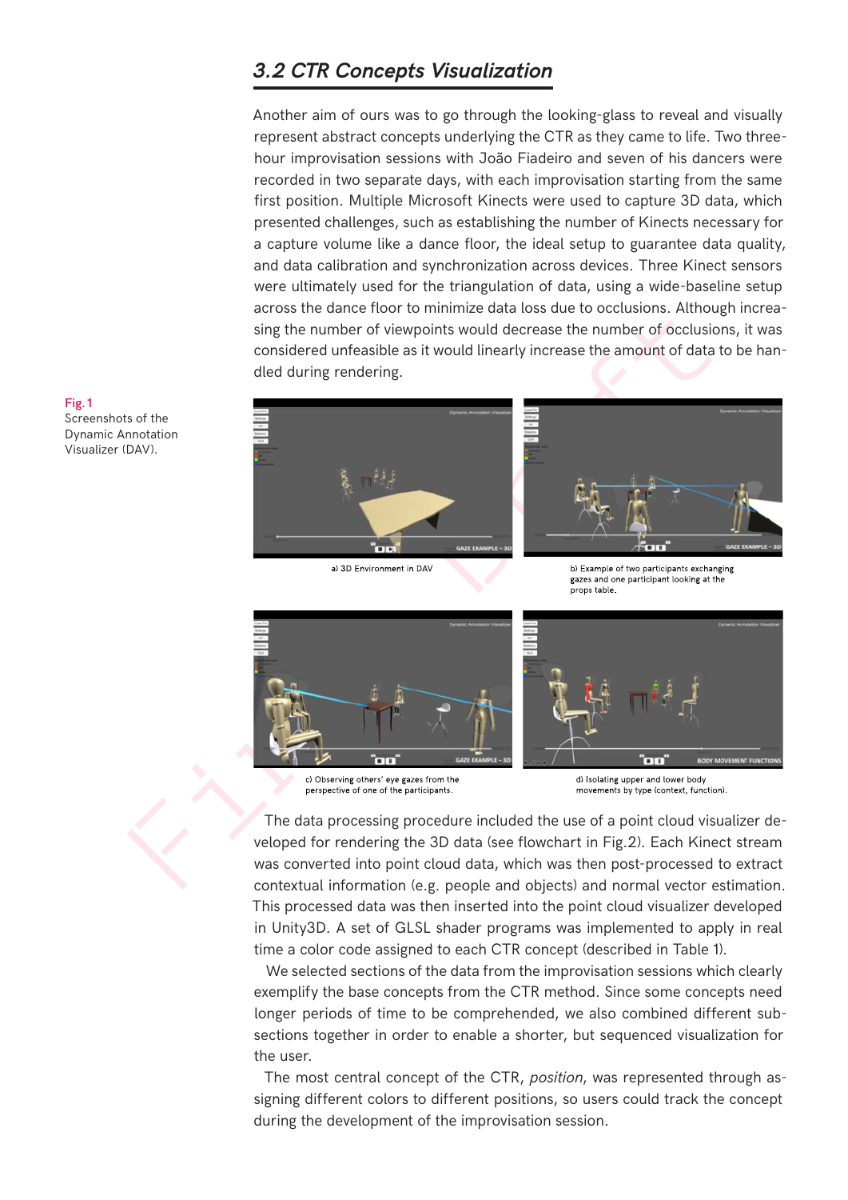### 3.2 CTR Concepts Visualization

Another aim of ours was to go through the looking-glass to reveal and visually represent abstract concepts underlying the CTR as they came to life. Two three-hour improvisation sessions with João Fiadeiro and seven of his dancers were recorded in two separate days, with each improvisation starting from the same first position. Multiple Microsoft Kinects were used to capture 3D data, which presented challenges, such as establishing the number of Kinects necessary for a capture volume like a dance floor, the ideal setup to guarantee data quality, and data calibration and synchronization across devices. Three Kinect sensors were ultimately used for the triangulation of data, using a wide-baseline setup across the dance floor to minimize data loss due to occlusions. Although increasing the number of viewpoints would decrease the number of occlusions, it was considered unfeasible as it would linearly increase the amount of data to be handled during rendering.

**Fig. 1** Screenshots of the Dynamic Annotation Visualizer (DAV).

a) 3D Environment in DAV

b) Example of two participants exchanging gazes and one participant looking at the props table.

c) Observing others' eye gazes from the perspective of one of the participants.

d) Isolating upper and lower body movements by type (context, function).

The data processing procedure included the use of a point cloud visualizer developed for rendering the 3D data (see flowchart in Fig.2). Each Kinect stream was converted into point cloud data, which was then post-processed to extract contextual information (e.g. people and objects) and normal vector estimation. This processed data was then inserted into the point cloud visualizer developed in Unity3D. A set of GLSL shader programs was implemented to apply in real time a color code assigned to each CTR concept (described in Table 1).

We selected sections of the data from the improvisation sessions which clearly exemplify the base concepts from the CTR method. Since some concepts need longer periods of time to be comprehended, we also combined different subsections together in order to enable a shorter, but sequenced visualization for the user.

The most central concept of the CTR, *position*, was represented through assigning different colors to different positions, so users could track the concept during the development of the improvisation session.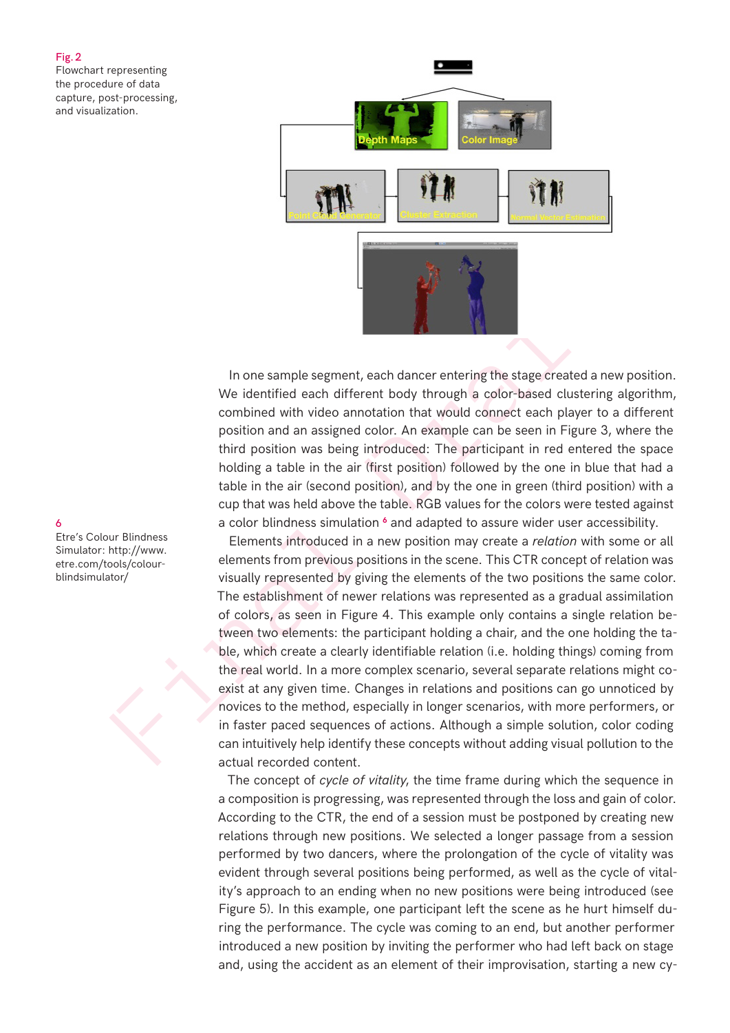Fig. 2
Flowchart representing the procedure of data capture, post-processing, and visualization.

In one sample segment, each dancer entering the stage created a new position. We identified each different body through a color-based clustering algorithm, combined with video annotation that would connect each player to a different position and an assigned color. An example can be seen in Figure 3, where the third position was being introduced: The participant in red entered the space holding a table in the air (first position) followed by the one in blue that had a table in the air (second position), and by the one in green (third position) with a cup that was held above the table. RGB values for the colors were tested against a color blindness simulation [6] and adapted to assure wider user accessibility.

6
Etre's Colour Blindness Simulator: http://www.etre.com/tools/colourblindsimulator/

Elements introduced in a new position may create a *relation* with some or all elements from previous positions in the scene. This CTR concept of relation was visually represented by giving the elements of the two positions the same color. The establishment of newer relations was represented as a gradual assimilation of colors, as seen in Figure 4. This example only contains a single relation between two elements: the participant holding a chair, and the one holding the table, which create a clearly identifiable relation (i.e. holding things) coming from the real world. In a more complex scenario, several separate relations might coexist at any given time. Changes in relations and positions can go unnoticed by novices to the method, especially in longer scenarios, with more performers, or in faster paced sequences of actions. Although a simple solution, color coding can intuitively help identify these concepts without adding visual pollution to the actual recorded content.

The concept of *cycle of vitality*, the time frame during which the sequence in a composition is progressing, was represented through the loss and gain of color. According to the CTR, the end of a session must be postponed by creating new relations through new positions. We selected a longer passage from a session performed by two dancers, where the prolongation of the cycle of vitality was evident through several positions being performed, as well as the cycle of vitality's approach to an ending when no new positions were being introduced (see Figure 5). In this example, one participant left the scene as he hurt himself during the performance. The cycle was coming to an end, but another performer introduced a new position by inviting the performer who had left back on stage and, using the accident as an element of their improvisation, starting a new cy-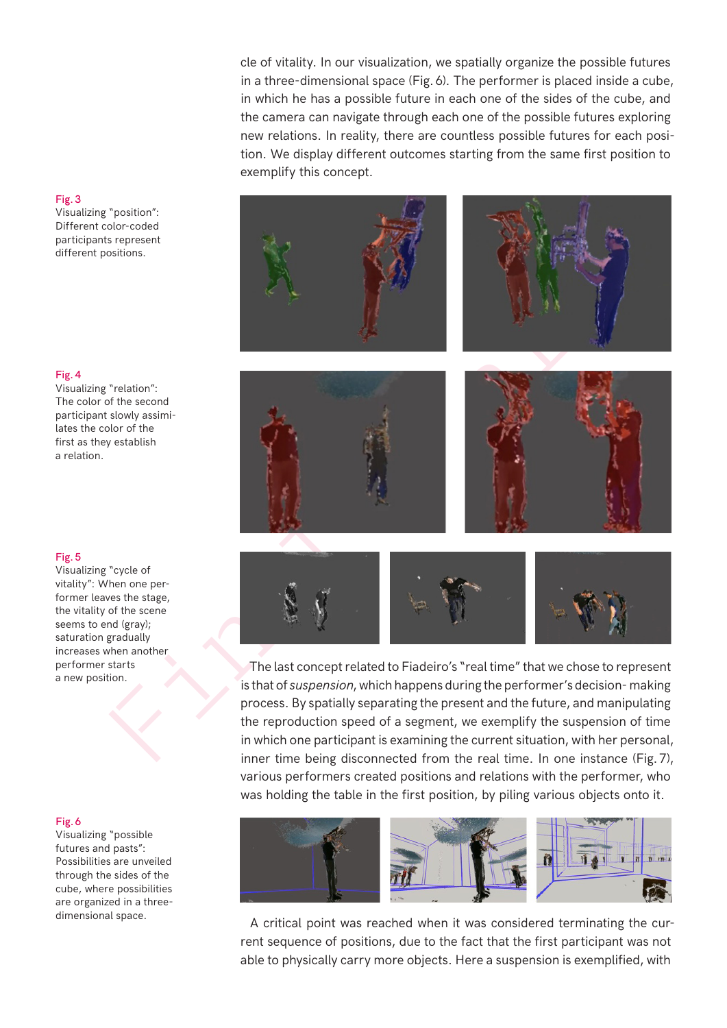cle of vitality. In our visualization, we spatially organize the possible futures in a three-dimensional space (Fig. 6). The performer is placed inside a cube, in which he has a possible future in each one of the sides of the cube, and the camera can navigate through each one of the possible futures exploring new relations. In reality, there are countless possible futures for each position. We display different outcomes starting from the same first position to exemplify this concept.

Fig. 3
Visualizing "position": Different color-coded participants represent different positions.

Fig. 4
Visualizing "relation": The color of the second participant slowly assimilates the color of the first as they establish a relation.

Fig. 5
Visualizing "cycle of vitality": When one performer leaves the stage, the vitality of the scene seems to end (gray); saturation gradually increases when another performer starts a new position.

The last concept related to Fiadeiro's "real time" that we chose to represent is that of *suspension*, which happens during the performer's decision- making process. By spatially separating the present and the future, and manipulating the reproduction speed of a segment, we exemplify the suspension of time in which one participant is examining the current situation, with her personal, inner time being disconnected from the real time. In one instance (Fig. 7), various performers created positions and relations with the performer, who was holding the table in the first position, by piling various objects onto it.

Fig. 6
Visualizing "possible futures and pasts": Possibilities are unveiled through the sides of the cube, where possibilities are organized in a three-dimensional space.

A critical point was reached when it was considered terminating the current sequence of positions, due to the fact that the first participant was not able to physically carry more objects. Here a suspension is exemplified, with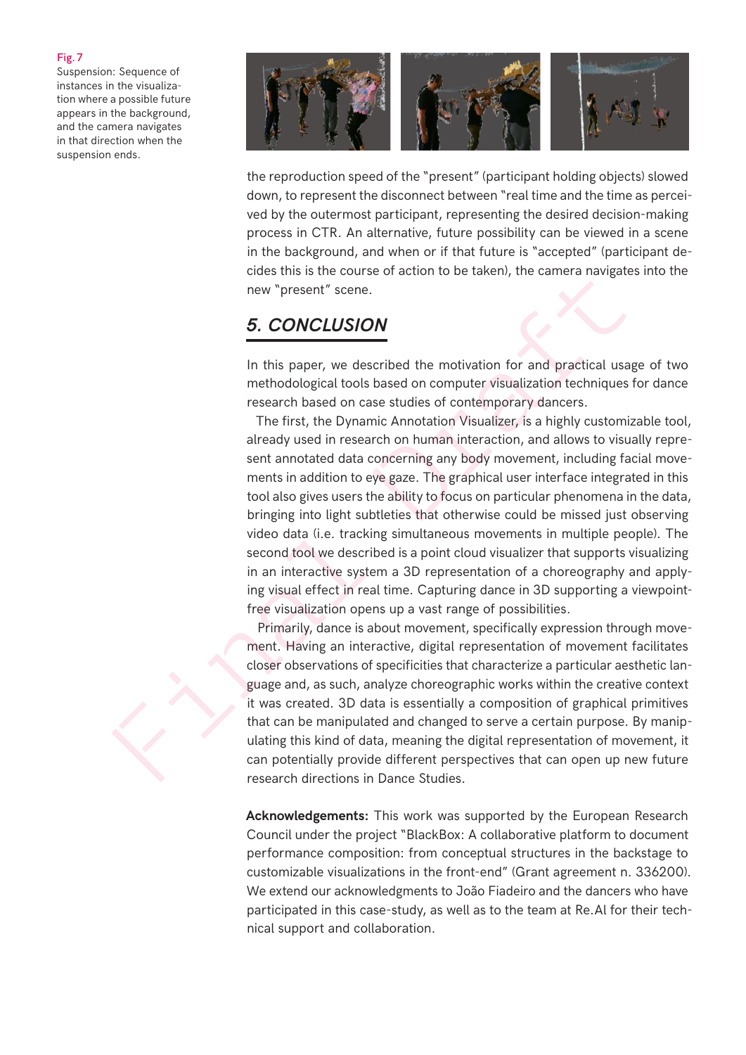Fig. 7
Suspension: Sequence of instances in the visualization where a possible future appears in the background, and the camera navigates in that direction when the suspension ends.

the reproduction speed of the "present" (participant holding objects) slowed down, to represent the disconnect between "real time and the time as perceived by the outermost participant, representing the desired decision-making process in CTR. An alternative, future possibility can be viewed in a scene in the background, and when or if that future is "accepted" (participant decides this is the course of action to be taken), the camera navigates into the new "present" scene.

## 5. CONCLUSION

In this paper, we described the motivation for and practical usage of two methodological tools based on computer visualization techniques for dance research based on case studies of contemporary dancers.

The first, the Dynamic Annotation Visualizer, is a highly customizable tool, already used in research on human interaction, and allows to visually represent annotated data concerning any body movement, including facial movements in addition to eye gaze. The graphical user interface integrated in this tool also gives users the ability to focus on particular phenomena in the data, bringing into light subtleties that otherwise could be missed just observing video data (i.e. tracking simultaneous movements in multiple people). The second tool we described is a point cloud visualizer that supports visualizing in an interactive system a 3D representation of a choreography and applying visual effect in real time. Capturing dance in 3D supporting a viewpoint-free visualization opens up a vast range of possibilities.

Primarily, dance is about movement, specifically expression through movement. Having an interactive, digital representation of movement facilitates closer observations of specificities that characterize a particular aesthetic language and, as such, analyze choreographic works within the creative context it was created. 3D data is essentially a composition of graphical primitives that can be manipulated and changed to serve a certain purpose. By manipulating this kind of data, meaning the digital representation of movement, it can potentially provide different perspectives that can open up new future research directions in Dance Studies.

**Acknowledgements:** This work was supported by the European Research Council under the project "BlackBox: A collaborative platform to document performance composition: from conceptual structures in the backstage to customizable visualizations in the front-end" (Grant agreement n. 336200). We extend our acknowledgments to João Fiadeiro and the dancers who have participated in this case-study, as well as to the team at Re.Al for their technical support and collaboration.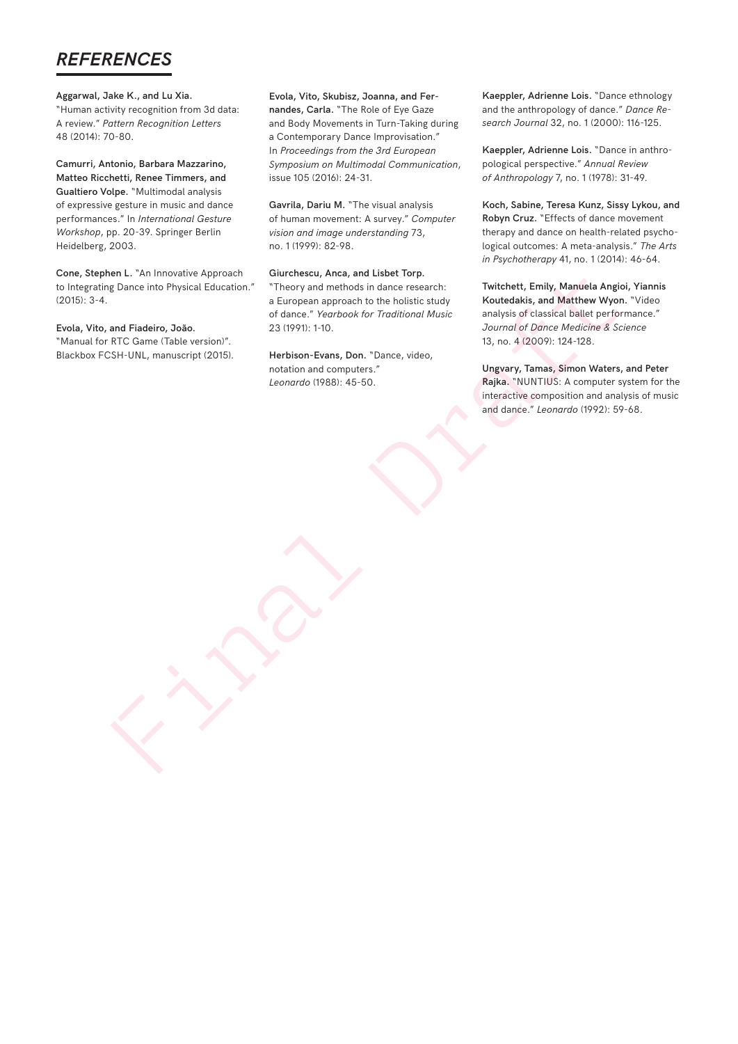## *REFERENCES*

**Aggarwal, Jake K., and Lu Xia.** "Human activity recognition from 3d data: A review." *Pattern Recognition Letters* 48 (2014): 70-80.

**Camurri, Antonio, Barbara Mazzarino, Matteo Ricchetti, Renee Timmers, and Gualtiero Volpe.** "Multimodal analysis of expressive gesture in music and dance performances." In *International Gesture Workshop*, pp. 20-39. Springer Berlin Heidelberg, 2003.

**Cone, Stephen L.** "An Innovative Approach to Integrating Dance into Physical Education." (2015): 3-4.

**Evola, Vito, and Fiadeiro, João.** "Manual for RTC Game (Table version)". Blackbox FCSH-UNL, manuscript (2015).

**Evola, Vito, Skubisz, Joanna, and Fernandes, Carla.** "The Role of Eye Gaze and Body Movements in Turn-Taking during a Contemporary Dance Improvisation." In *Proceedings from the 3rd European Symposium on Multimodal Communication*, issue 105 (2016): 24-31.

**Gavrila, Dariu M.** "The visual analysis of human movement: A survey." *Computer vision and image understanding* 73, no. 1 (1999): 82-98.

**Giurchescu, Anca, and Lisbet Torp.** "Theory and methods in dance research: a European approach to the holistic study of dance." *Yearbook for Traditional Music* 23 (1991): 1-10.

**Herbison-Evans, Don.** "Dance, video, notation and computers." *Leonardo* (1988): 45-50.

**Kaeppler, Adrienne Lois.** "Dance ethnology and the anthropology of dance." *Dance Research Journal* 32, no. 1 (2000): 116-125.

**Kaeppler, Adrienne Lois.** "Dance in anthropological perspective." *Annual Review of Anthropology* 7, no. 1 (1978): 31-49.

**Koch, Sabine, Teresa Kunz, Sissy Lykou, and Robyn Cruz.** "Effects of dance movement therapy and dance on health-related psychological outcomes: A meta-analysis." *The Arts in Psychotherapy* 41, no. 1 (2014): 46-64.

**Twitchett, Emily, Manuela Angioi, Yiannis Koutedakis, and Matthew Wyon.** "Video analysis of classical ballet performance." *Journal of Dance Medicine & Science* 13, no. 4 (2009): 124-128.

**Ungvary, Tamas, Simon Waters, and Peter Rajka.** "NUNTIUS: A computer system for the interactive composition and analysis of music and dance." *Leonardo* (1992): 59-68.